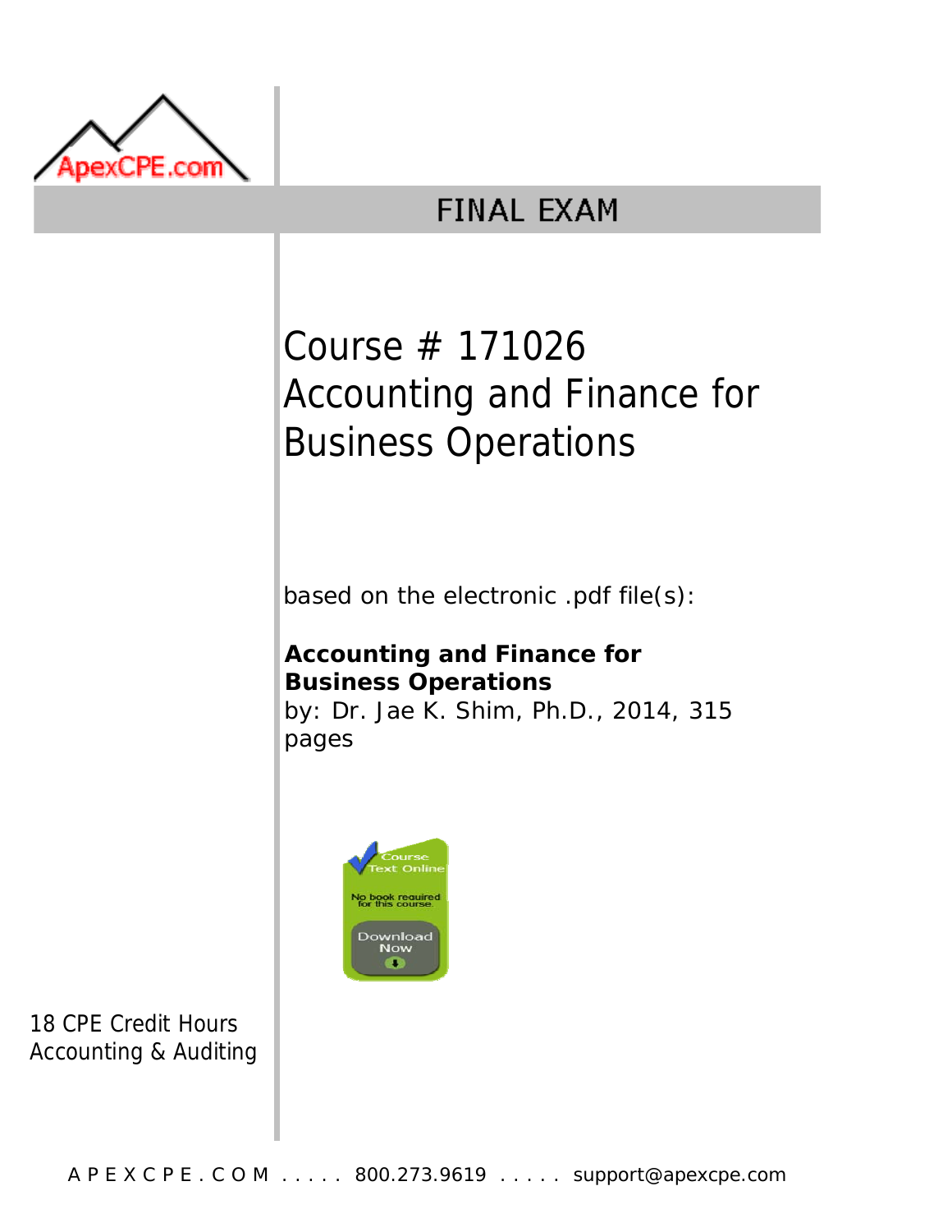ApexCPE.com

# FINAL EXAM

## Course # 171026
## Accounting and Finance for Business Operations

based on the electronic .pdf file(s):

**Accounting and Finance for Business Operations**
by: Dr. Jae K. Shim, Ph.D., 2014, 315 pages

Course Text Online
No book required for this course.
Download Now

18 CPE Credit Hours
Accounting & Auditing

A P E X C P E . C O M . . . . . 800.273.9619 . . . . . support@apexcpe.com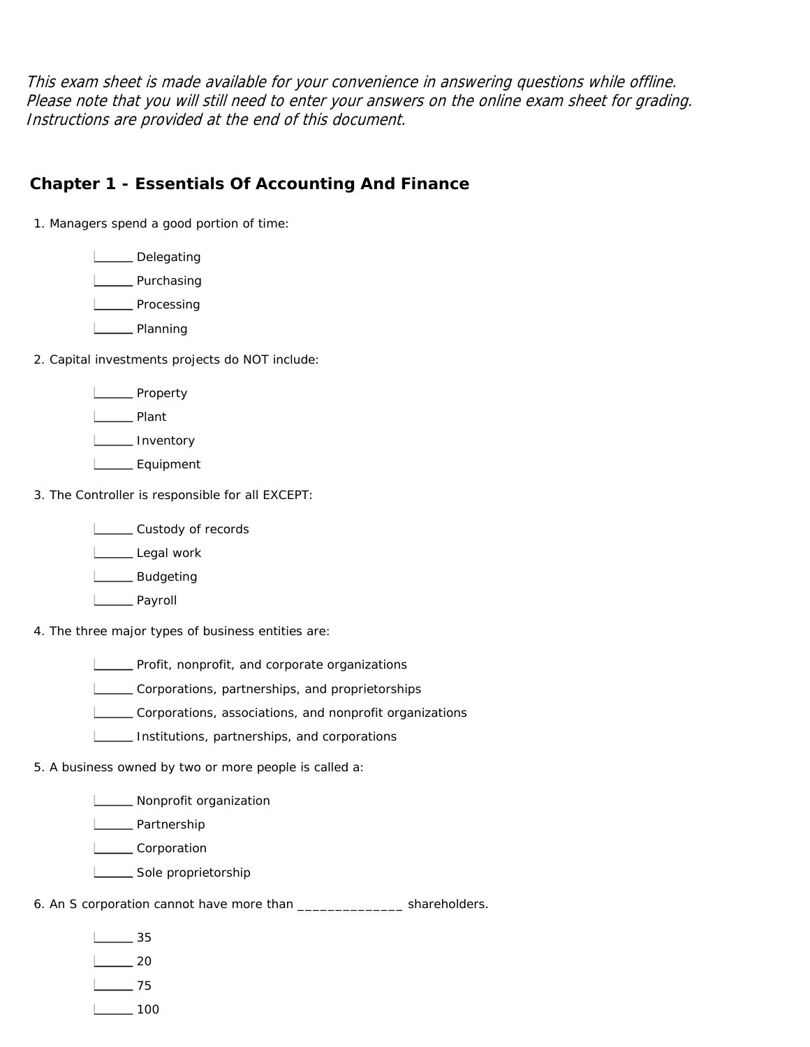*This exam sheet is made available for your convenience in answering questions while offline. Please note that you will still need to enter your answers on the online exam sheet for grading. Instructions are provided at the end of this document.*

## Chapter 1 - Essentials Of Accounting And Finance

1. Managers spend a good portion of time:

    ______ Delegating
    ______ Purchasing
    ______ Processing
    ______ Planning

2. Capital investments projects do NOT include:

    ______ Property
    ______ Plant
    ______ Inventory
    ______ Equipment

3. The Controller is responsible for all EXCEPT:

    ______ Custody of records
    ______ Legal work
    ______ Budgeting
    ______ Payroll

4. The three major types of business entities are:

    ______ Profit, nonprofit, and corporate organizations
    ______ Corporations, partnerships, and proprietorships
    ______ Corporations, associations, and nonprofit organizations
    ______ Institutions, partnerships, and corporations

5. A business owned by two or more people is called a:

    ______ Nonprofit organization
    ______ Partnership
    ______ Corporation
    ______ Sole proprietorship

6. An S corporation cannot have more than ______________ shareholders.

    ______ 35
    ______ 20
    ______ 75
    ______ 100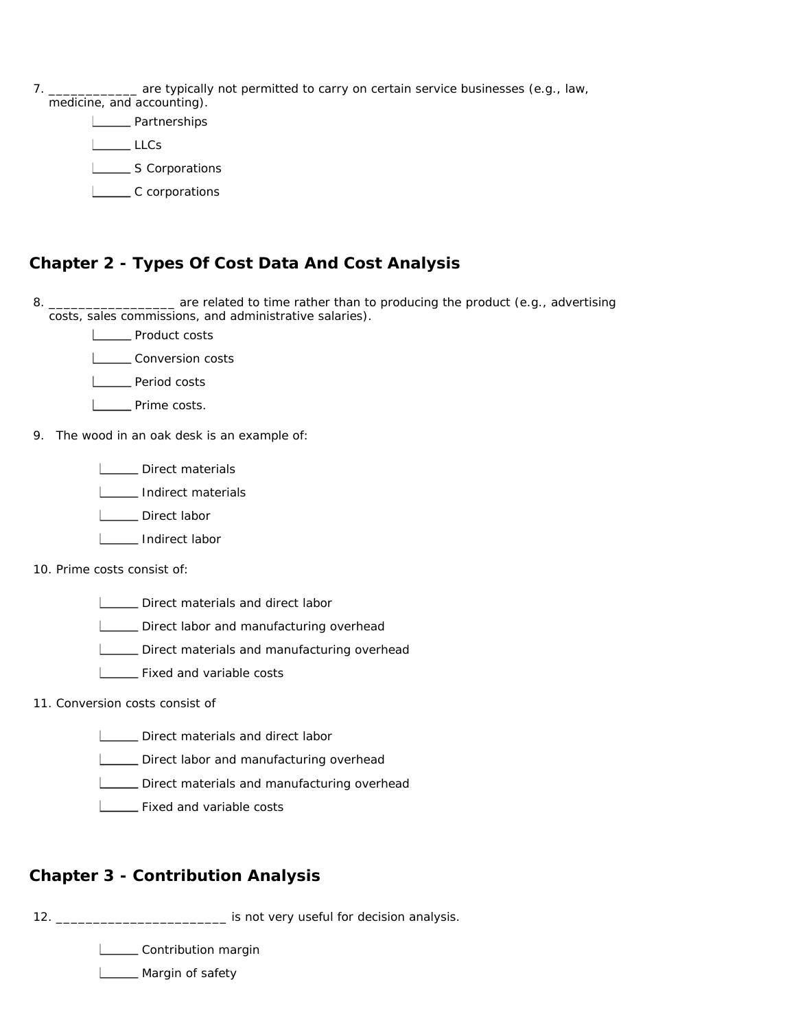7. ____________ are typically not permitted to carry on certain service businesses (e.g., law, medicine, and accounting).

   - ______ Partnerships
   - ______ LLCs
   - ______ S Corporations
   - ______ C corporations

## Chapter 2 - Types Of Cost Data And Cost Analysis

8. _________________ are related to time rather than to producing the product (e.g., advertising costs, sales commissions, and administrative salaries).

   - ______ Product costs
   - ______ Conversion costs
   - ______ Period costs
   - ______ Prime costs.

9. The wood in an oak desk is an example of:

   - ______ Direct materials
   - ______ Indirect materials
   - ______ Direct labor
   - ______ Indirect labor

10. Prime costs consist of:

    - ______ Direct materials and direct labor
    - ______ Direct labor and manufacturing overhead
    - ______ Direct materials and manufacturing overhead
    - ______ Fixed and variable costs

11. Conversion costs consist of

    - ______ Direct materials and direct labor
    - ______ Direct labor and manufacturing overhead
    - ______ Direct materials and manufacturing overhead
    - ______ Fixed and variable costs

## Chapter 3 - Contribution Analysis

12. _______________________ is not very useful for decision analysis.

    - ______ Contribution margin
    - ______ Margin of safety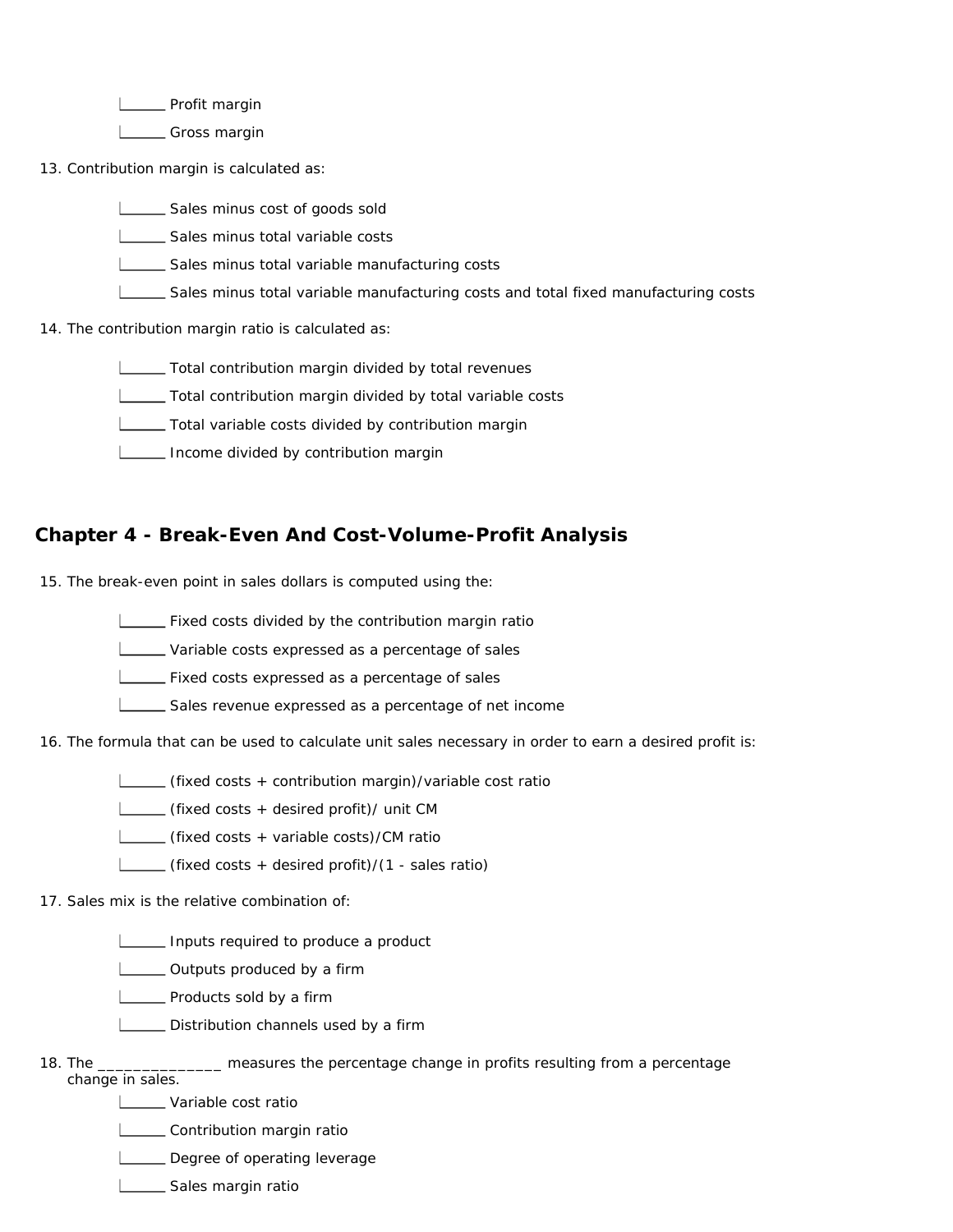______ Profit margin

______ Gross margin

13. Contribution margin is calculated as:

    ______ Sales minus cost of goods sold

    ______ Sales minus total variable costs

    ______ Sales minus total variable manufacturing costs

    ______ Sales minus total variable manufacturing costs and total fixed manufacturing costs

14. The contribution margin ratio is calculated as:

    ______ Total contribution margin divided by total revenues

    ______ Total contribution margin divided by total variable costs

    ______ Total variable costs divided by contribution margin

    ______ Income divided by contribution margin

## Chapter 4 - Break-Even And Cost-Volume-Profit Analysis

15. The break-even point in sales dollars is computed using the:

    ______ Fixed costs divided by the contribution margin ratio

    ______ Variable costs expressed as a percentage of sales

    ______ Fixed costs expressed as a percentage of sales

    ______ Sales revenue expressed as a percentage of net income

16. The formula that can be used to calculate unit sales necessary in order to earn a desired profit is:

    ______ (fixed costs + contribution margin)/variable cost ratio

    ______ (fixed costs + desired profit)/ unit CM

    ______ (fixed costs + variable costs)/CM ratio

    ______ (fixed costs + desired profit)/(1 - sales ratio)

17. Sales mix is the relative combination of:

    ______ Inputs required to produce a product

    ______ Outputs produced by a firm

    ______ Products sold by a firm

    ______ Distribution channels used by a firm

18. The ______________ measures the percentage change in profits resulting from a percentage change in sales.

    ______ Variable cost ratio

    ______ Contribution margin ratio

    ______ Degree of operating leverage

    ______ Sales margin ratio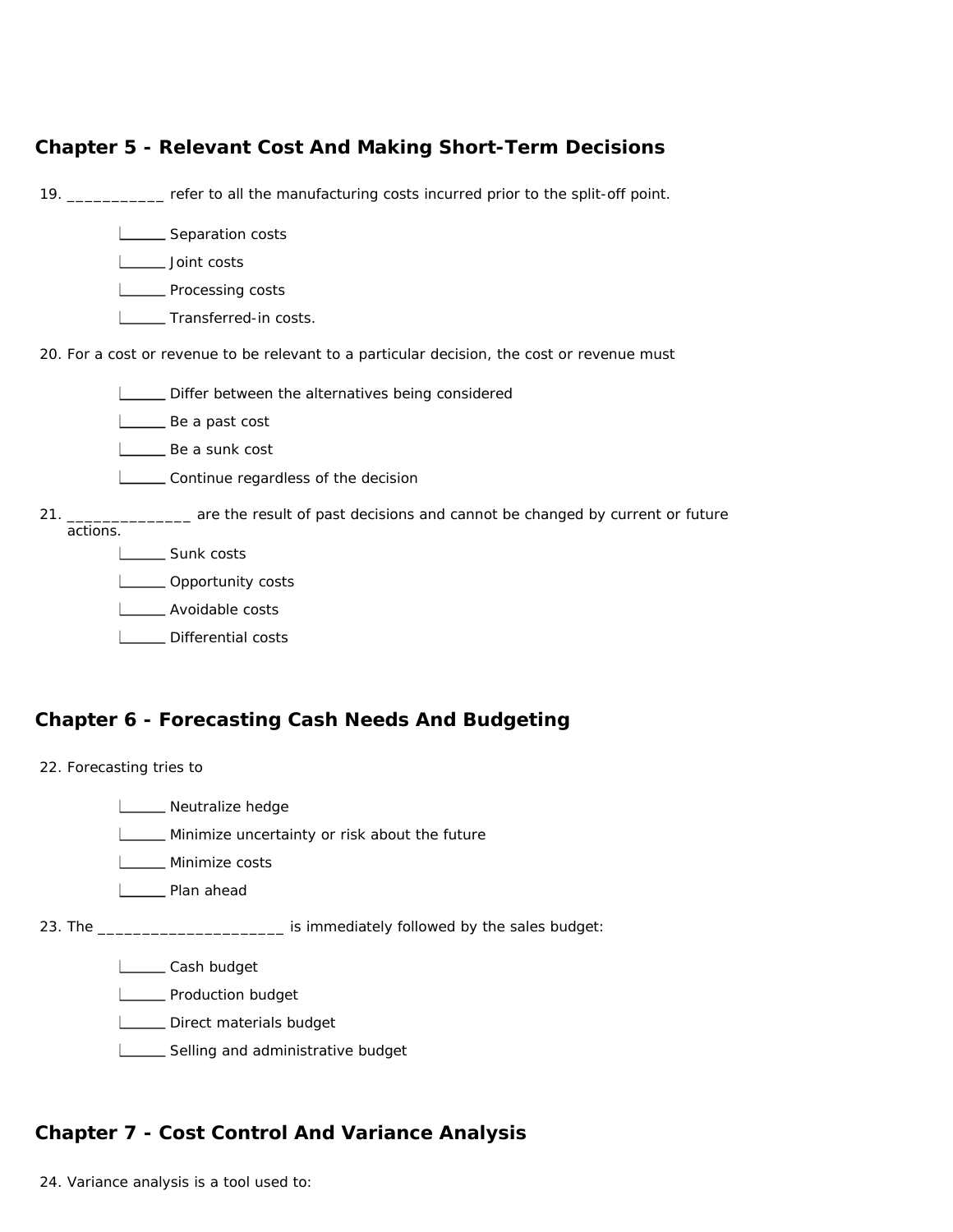## Chapter 5 - Relevant Cost And Making Short-Term Decisions

19. ___________ refer to all the manufacturing costs incurred prior to the split-off point.

- ______ Separation costs
- ______ Joint costs
- ______ Processing costs
- ______ Transferred-in costs.

20. For a cost or revenue to be relevant to a particular decision, the cost or revenue must

- ______ Differ between the alternatives being considered
- ______ Be a past cost
- ______ Be a sunk cost
- ______ Continue regardless of the decision

21. ______________ are the result of past decisions and cannot be changed by current or future actions.

- ______ Sunk costs
- ______ Opportunity costs
- ______ Avoidable costs
- ______ Differential costs

## Chapter 6 - Forecasting Cash Needs And Budgeting

22. Forecasting tries to

- ______ Neutralize hedge
- ______ Minimize uncertainty or risk about the future
- ______ Minimize costs
- ______ Plan ahead

23. The _____________________ is immediately followed by the sales budget:

- ______ Cash budget
- ______ Production budget
- ______ Direct materials budget
- ______ Selling and administrative budget

## Chapter 7 - Cost Control And Variance Analysis

24. Variance analysis is a tool used to: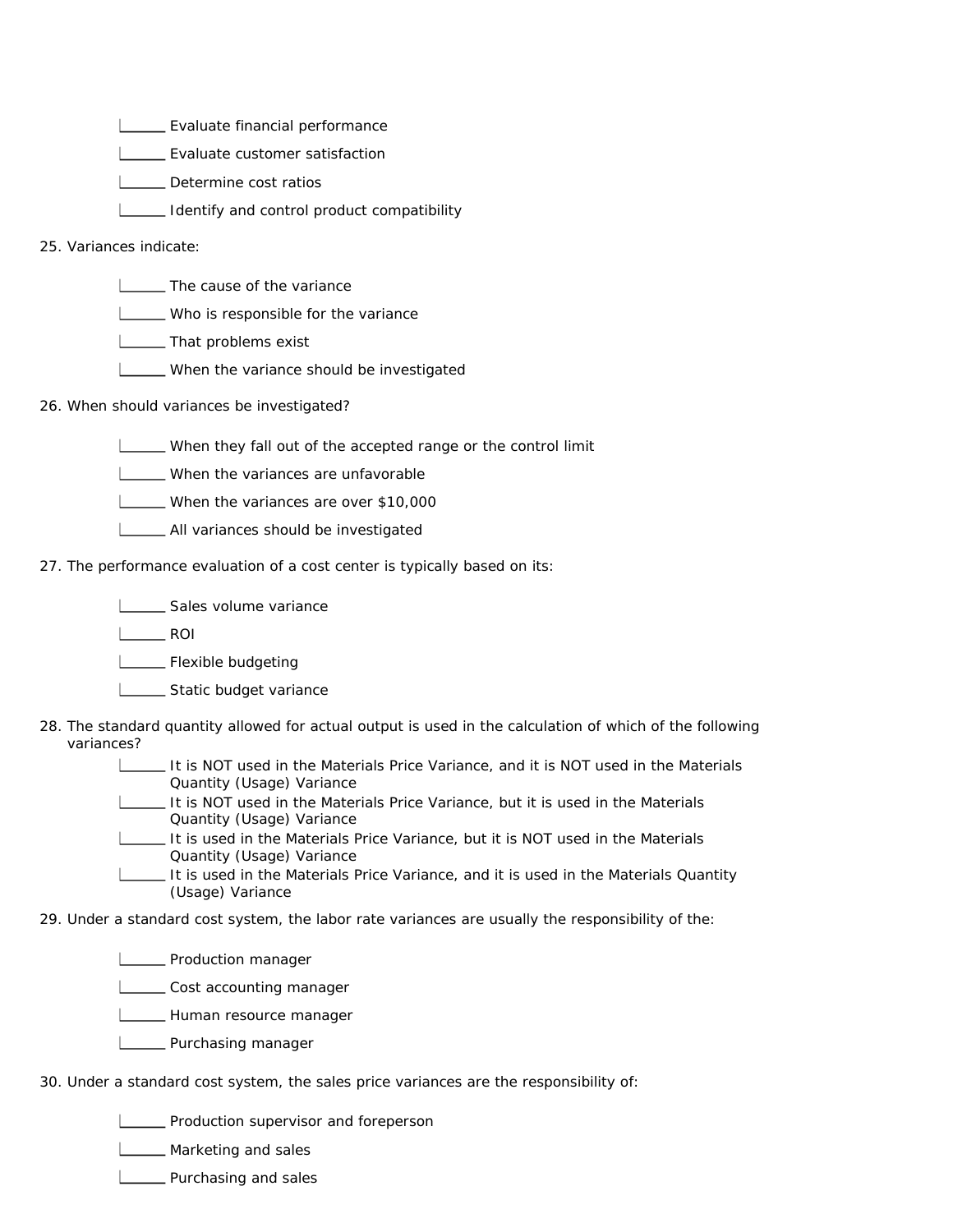______ Evaluate financial performance

______ Evaluate customer satisfaction

______ Determine cost ratios

______ Identify and control product compatibility

25. Variances indicate:

______ The cause of the variance

______ Who is responsible for the variance

______ That problems exist

______ When the variance should be investigated

26. When should variances be investigated?

______ When they fall out of the accepted range or the control limit

______ When the variances are unfavorable

______ When the variances are over $10,000

______ All variances should be investigated

27. The performance evaluation of a cost center is typically based on its:

______ Sales volume variance

______ ROI

______ Flexible budgeting

______ Static budget variance

28. The standard quantity allowed for actual output is used in the calculation of which of the following variances?

______ It is NOT used in the Materials Price Variance, and it is NOT used in the Materials Quantity (Usage) Variance

______ It is NOT used in the Materials Price Variance, but it is used in the Materials Quantity (Usage) Variance

______ It is used in the Materials Price Variance, but it is NOT used in the Materials Quantity (Usage) Variance

______ It is used in the Materials Price Variance, and it is used in the Materials Quantity (Usage) Variance

29. Under a standard cost system, the labor rate variances are usually the responsibility of the:

______ Production manager

______ Cost accounting manager

______ Human resource manager

______ Purchasing manager

30. Under a standard cost system, the sales price variances are the responsibility of:

______ Production supervisor and foreperson

______ Marketing and sales

______ Purchasing and sales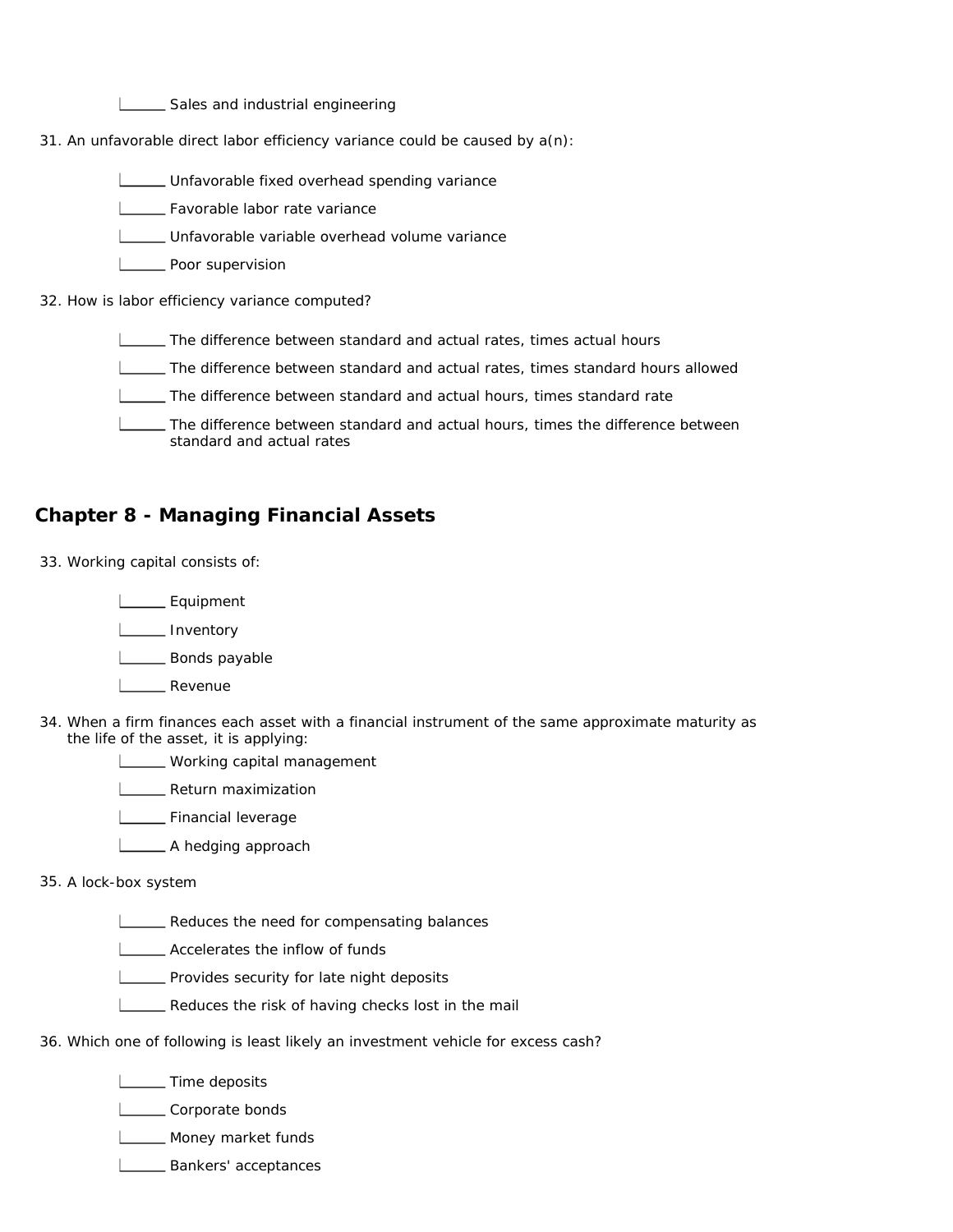______ Sales and industrial engineering

31. An unfavorable direct labor efficiency variance could be caused by a(n):

    ______ Unfavorable fixed overhead spending variance

    ______ Favorable labor rate variance

    ______ Unfavorable variable overhead volume variance

    ______ Poor supervision

32. How is labor efficiency variance computed?

    ______ The difference between standard and actual rates, times actual hours

    ______ The difference between standard and actual rates, times standard hours allowed

    ______ The difference between standard and actual hours, times standard rate

    ______ The difference between standard and actual hours, times the difference between standard and actual rates

## Chapter 8 - Managing Financial Assets

33. Working capital consists of:

    ______ Equipment

    ______ Inventory

    ______ Bonds payable

    ______ Revenue

34. When a firm finances each asset with a financial instrument of the same approximate maturity as the life of the asset, it is applying:

    ______ Working capital management

    ______ Return maximization

    ______ Financial leverage

    ______ A hedging approach

35. A lock-box system

    ______ Reduces the need for compensating balances

    ______ Accelerates the inflow of funds

    ______ Provides security for late night deposits

    ______ Reduces the risk of having checks lost in the mail

36. Which one of following is least likely an investment vehicle for excess cash?

    ______ Time deposits

    ______ Corporate bonds

    ______ Money market funds

    ______ Bankers' acceptances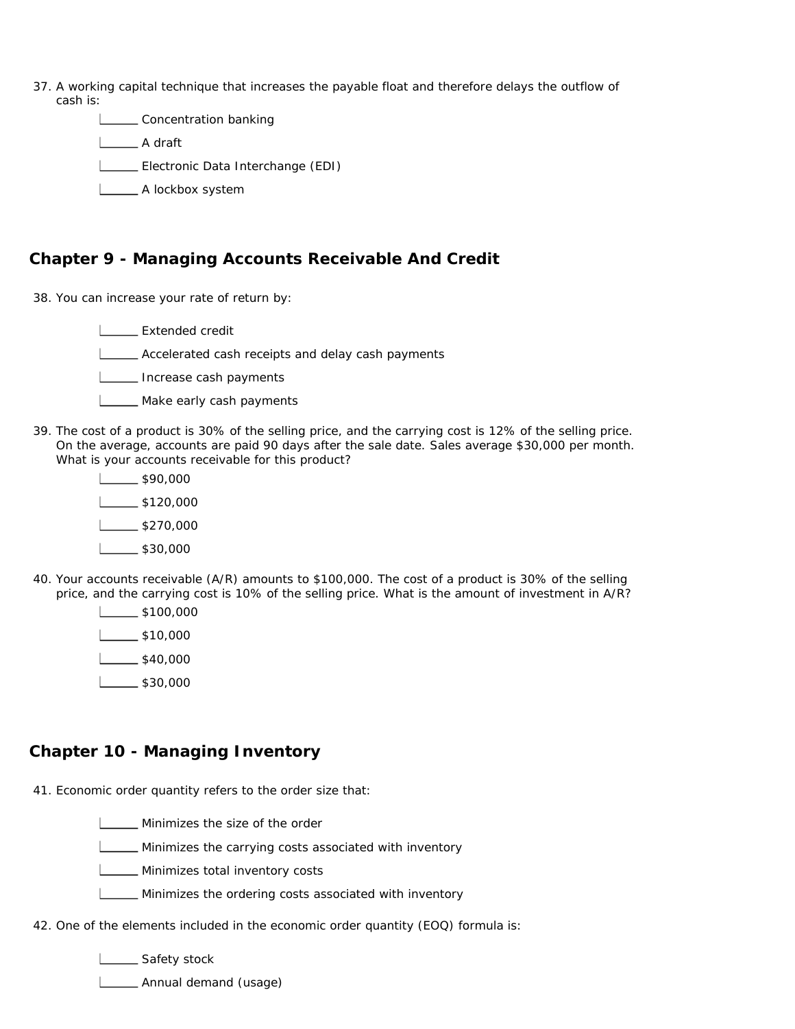37. A working capital technique that increases the payable float and therefore delays the outflow of cash is:

    ______ Concentration banking

    ______ A draft

    ______ Electronic Data Interchange (EDI)

    ______ A lockbox system

## Chapter 9 - Managing Accounts Receivable And Credit

38. You can increase your rate of return by:

    ______ Extended credit

    ______ Accelerated cash receipts and delay cash payments

    ______ Increase cash payments

    ______ Make early cash payments

39. The cost of a product is 30% of the selling price, and the carrying cost is 12% of the selling price. On the average, accounts are paid 90 days after the sale date. Sales average $30,000 per month. What is your accounts receivable for this product?

    ______ $90,000

    ______ $120,000

    ______ $270,000

    ______ $30,000

40. Your accounts receivable (A/R) amounts to $100,000. The cost of a product is 30% of the selling price, and the carrying cost is 10% of the selling price. What is the amount of investment in A/R?

    ______ $100,000

    ______ $10,000

    ______ $40,000

    ______ $30,000

## Chapter 10 - Managing Inventory

41. Economic order quantity refers to the order size that:

    ______ Minimizes the size of the order

    ______ Minimizes the carrying costs associated with inventory

    ______ Minimizes total inventory costs

    ______ Minimizes the ordering costs associated with inventory

42. One of the elements included in the economic order quantity (EOQ) formula is:

    ______ Safety stock

    ______ Annual demand (usage)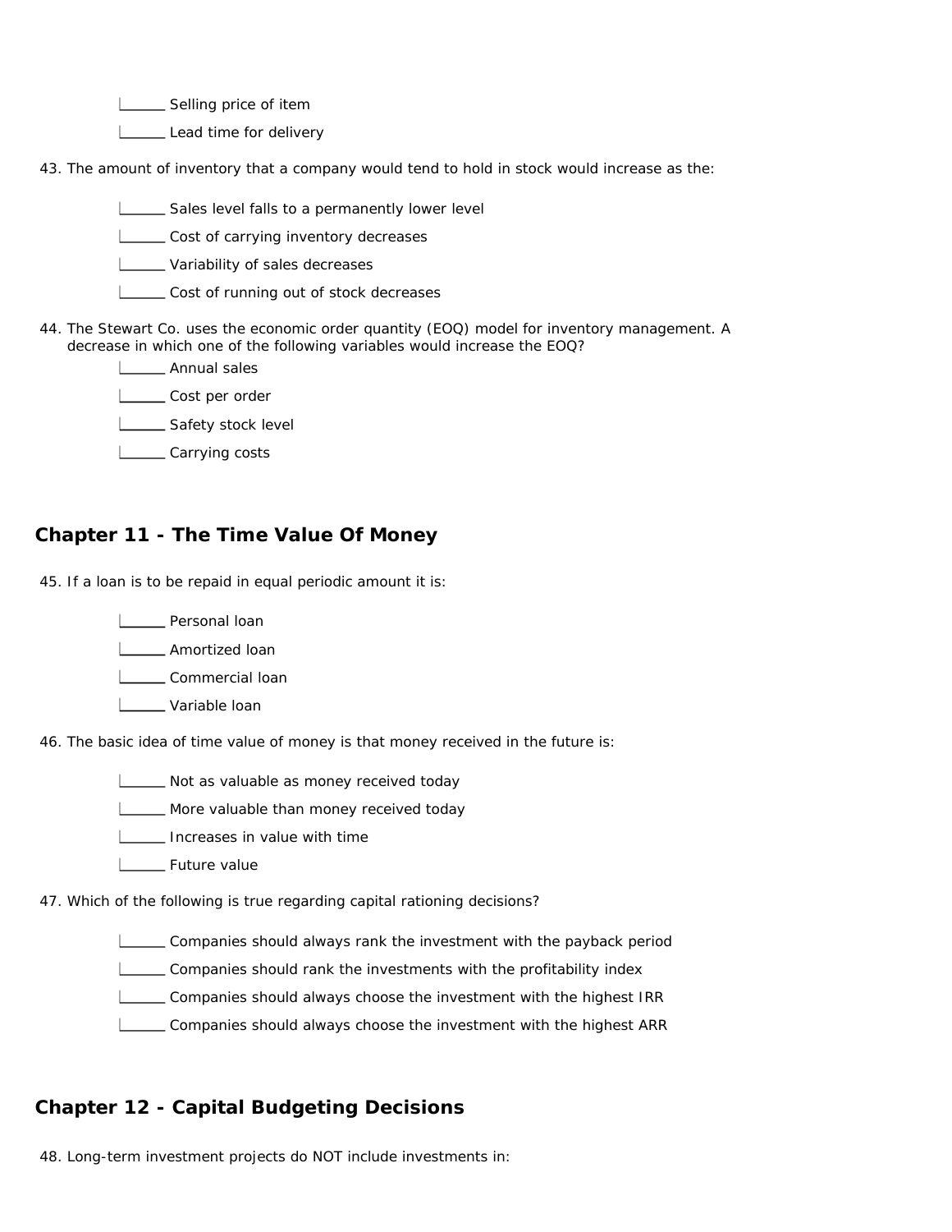- ______ Selling price of item
- ______ Lead time for delivery

43. The amount of inventory that a company would tend to hold in stock would increase as the:

- ______ Sales level falls to a permanently lower level
- ______ Cost of carrying inventory decreases
- ______ Variability of sales decreases
- ______ Cost of running out of stock decreases

44. The Stewart Co. uses the economic order quantity (EOQ) model for inventory management. A decrease in which one of the following variables would increase the EOQ?

- ______ Annual sales
- ______ Cost per order
- ______ Safety stock level
- ______ Carrying costs

## Chapter 11 - The Time Value Of Money

45. If a loan is to be repaid in equal periodic amount it is:

- ______ Personal loan
- ______ Amortized loan
- ______ Commercial loan
- ______ Variable loan

46. The basic idea of time value of money is that money received in the future is:

- ______ Not as valuable as money received today
- ______ More valuable than money received today
- ______ Increases in value with time
- ______ Future value

47. Which of the following is true regarding capital rationing decisions?

- ______ Companies should always rank the investment with the payback period
- ______ Companies should rank the investments with the profitability index
- ______ Companies should always choose the investment with the highest IRR
- ______ Companies should always choose the investment with the highest ARR

## Chapter 12 - Capital Budgeting Decisions

48. Long-term investment projects do NOT include investments in: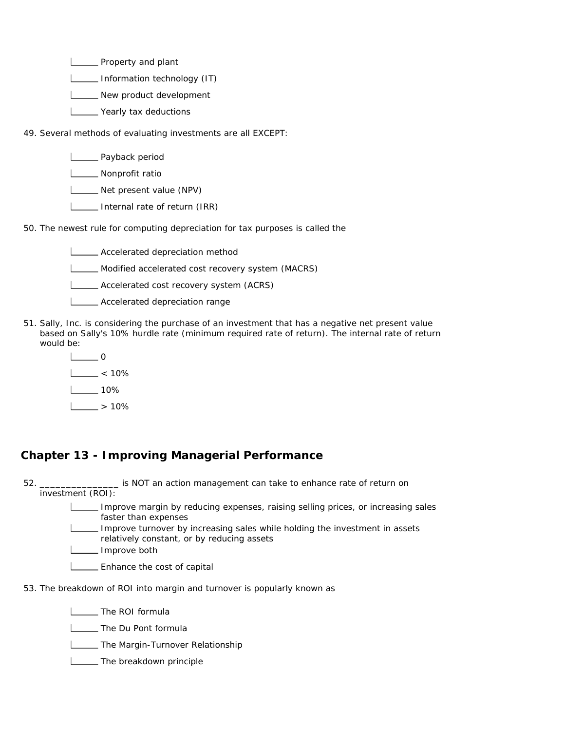- ______ Property and plant
- ______ Information technology (IT)
- ______ New product development
- ______ Yearly tax deductions

49. Several methods of evaluating investments are all EXCEPT:

- ______ Payback period
- ______ Nonprofit ratio
- ______ Net present value (NPV)
- ______ Internal rate of return (IRR)

50. The newest rule for computing depreciation for tax purposes is called the

- ______ Accelerated depreciation method
- ______ Modified accelerated cost recovery system (MACRS)
- ______ Accelerated cost recovery system (ACRS)
- ______ Accelerated depreciation range

51. Sally, Inc. is considering the purchase of an investment that has a negative net present value based on Sally's 10% hurdle rate (minimum required rate of return). The internal rate of return would be:

- ______ 0
- ______ < 10%
- ______ 10%
- ______ > 10%

## Chapter 13 - Improving Managerial Performance

52. _______________ is NOT an action management can take to enhance rate of return on investment (ROI):

- ______ Improve margin by reducing expenses, raising selling prices, or increasing sales faster than expenses
- ______ Improve turnover by increasing sales while holding the investment in assets relatively constant, or by reducing assets
- ______ Improve both
- ______ Enhance the cost of capital

53. The breakdown of ROI into margin and turnover is popularly known as

- ______ The ROI formula
- ______ The Du Pont formula
- ______ The Margin-Turnover Relationship
- ______ The breakdown principle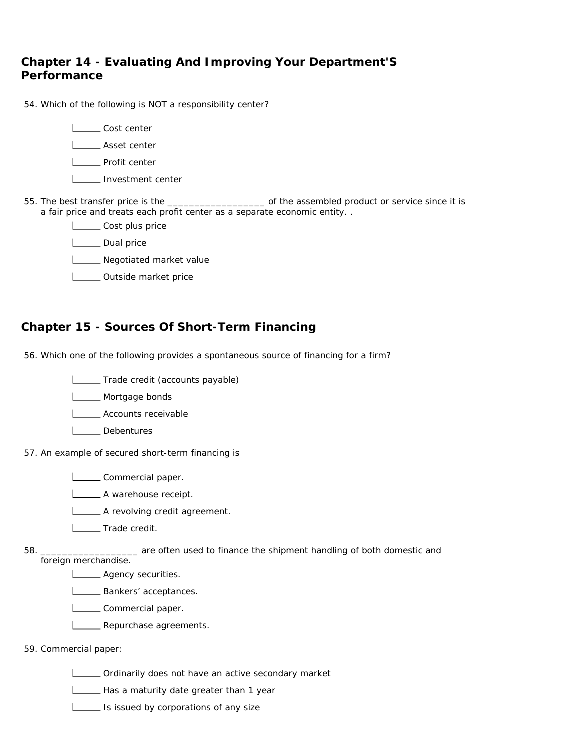## Chapter 14 - Evaluating And Improving Your Department'S Performance

54. Which of the following is NOT a responsibility center?

    ______ Cost center

    ______ Asset center

    ______ Profit center

    ______ Investment center

55. The best transfer price is the ___________________ of the assembled product or service since it is a fair price and treats each profit center as a separate economic entity. .

    ______ Cost plus price

    ______ Dual price

    ______ Negotiated market value

    ______ Outside market price

## Chapter 15 - Sources Of Short-Term Financing

56. Which one of the following provides a spontaneous source of financing for a firm?

    ______ Trade credit (accounts payable)

    ______ Mortgage bonds

    ______ Accounts receivable

    ______ Debentures

57. An example of secured short-term financing is

    ______ Commercial paper.

    ______ A warehouse receipt.

    ______ A revolving credit agreement.

    ______ Trade credit.

58. __________________ are often used to finance the shipment handling of both domestic and foreign merchandise.

    ______ Agency securities.

    ______ Bankers' acceptances.

    ______ Commercial paper.

    ______ Repurchase agreements.

59. Commercial paper:

    ______ Ordinarily does not have an active secondary market

    ______ Has a maturity date greater than 1 year

    ______ Is issued by corporations of any size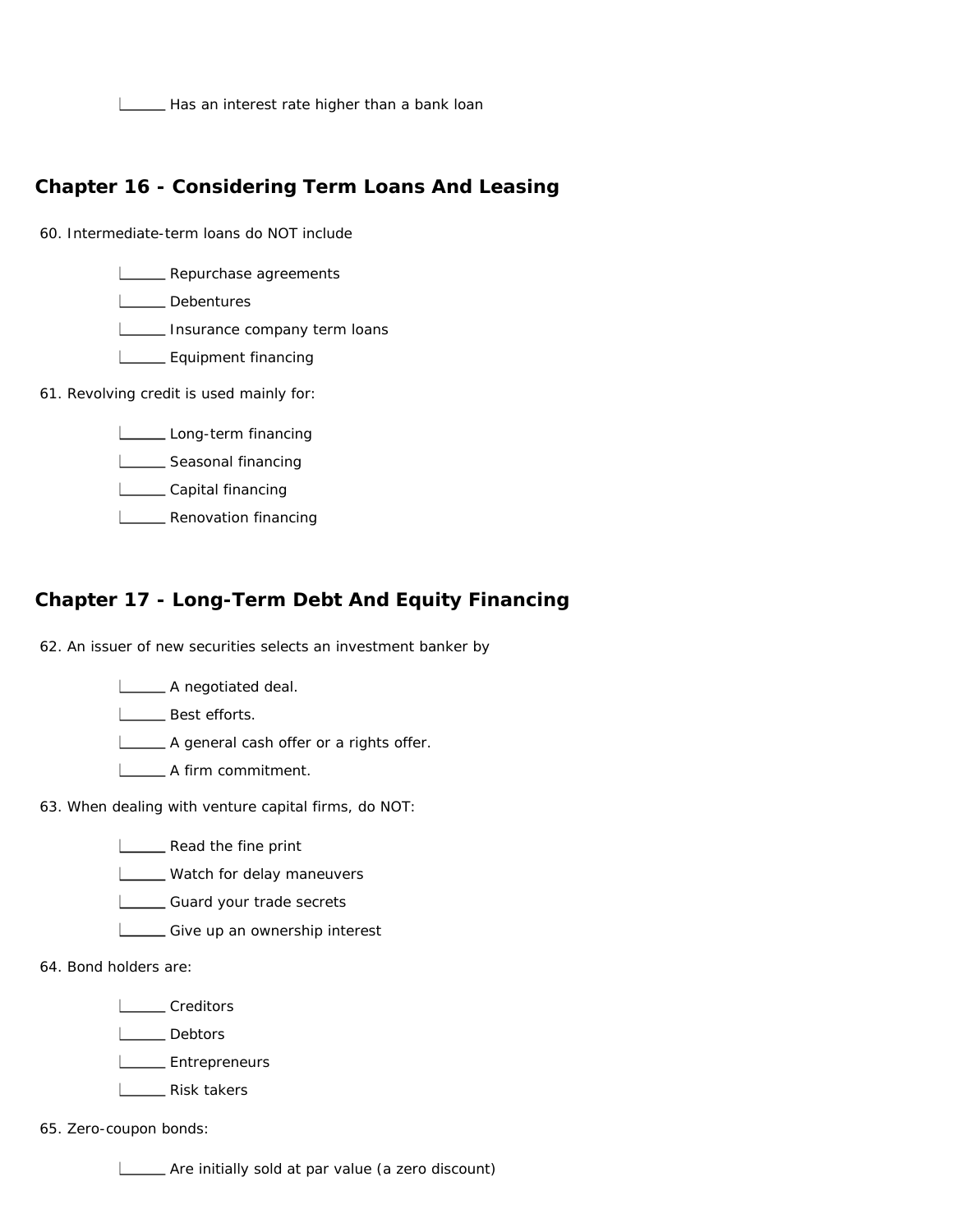\_\_\_\_\_\_ Has an interest rate higher than a bank loan

## Chapter 16 - Considering Term Loans And Leasing

60. Intermediate-term loans do NOT include

- \_\_\_\_\_\_ Repurchase agreements
- \_\_\_\_\_\_ Debentures
- \_\_\_\_\_\_ Insurance company term loans
- \_\_\_\_\_\_ Equipment financing

61. Revolving credit is used mainly for:

- \_\_\_\_\_\_ Long-term financing
- \_\_\_\_\_\_ Seasonal financing
- \_\_\_\_\_\_ Capital financing
- \_\_\_\_\_\_ Renovation financing

## Chapter 17 - Long-Term Debt And Equity Financing

62. An issuer of new securities selects an investment banker by

- \_\_\_\_\_\_ A negotiated deal.
- \_\_\_\_\_\_ Best efforts.
- \_\_\_\_\_\_ A general cash offer or a rights offer.
- \_\_\_\_\_\_ A firm commitment.

63. When dealing with venture capital firms, do NOT:

- \_\_\_\_\_\_ Read the fine print
- \_\_\_\_\_\_ Watch for delay maneuvers
- \_\_\_\_\_\_ Guard your trade secrets
- \_\_\_\_\_\_ Give up an ownership interest

64. Bond holders are:

- \_\_\_\_\_\_ Creditors
- \_\_\_\_\_\_ Debtors
- \_\_\_\_\_\_ Entrepreneurs
- \_\_\_\_\_\_ Risk takers

65. Zero-coupon bonds:

- \_\_\_\_\_\_ Are initially sold at par value (a zero discount)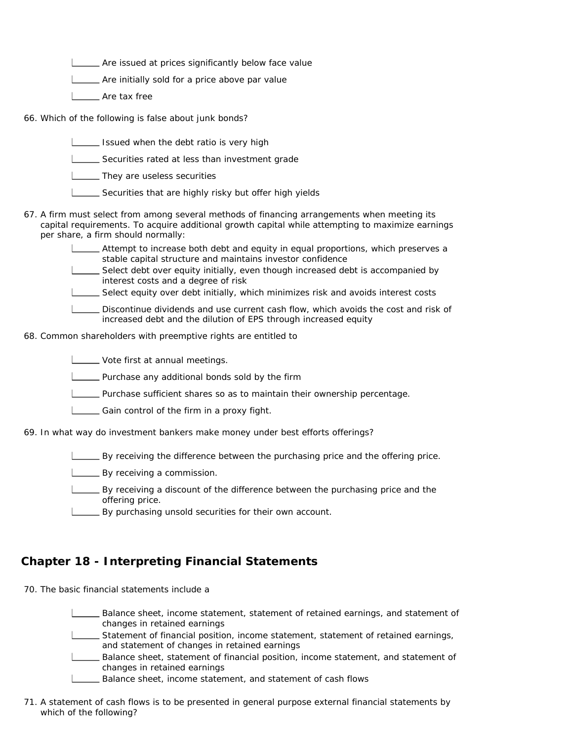- ______ Are issued at prices significantly below face value
- ______ Are initially sold for a price above par value
- ______ Are tax free

66. Which of the following is false about junk bonds?

- ______ Issued when the debt ratio is very high
- ______ Securities rated at less than investment grade
- ______ They are useless securities
- ______ Securities that are highly risky but offer high yields

67. A firm must select from among several methods of financing arrangements when meeting its capital requirements. To acquire additional growth capital while attempting to maximize earnings per share, a firm should normally:

- ______ Attempt to increase both debt and equity in equal proportions, which preserves a stable capital structure and maintains investor confidence
- ______ Select debt over equity initially, even though increased debt is accompanied by interest costs and a degree of risk
- ______ Select equity over debt initially, which minimizes risk and avoids interest costs
- ______ Discontinue dividends and use current cash flow, which avoids the cost and risk of increased debt and the dilution of EPS through increased equity

68. Common shareholders with preemptive rights are entitled to

- ______ Vote first at annual meetings.
- ______ Purchase any additional bonds sold by the firm
- ______ Purchase sufficient shares so as to maintain their ownership percentage.
- ______ Gain control of the firm in a proxy fight.

69. In what way do investment bankers make money under best efforts offerings?

- ______ By receiving the difference between the purchasing price and the offering price.
- ______ By receiving a commission.
- ______ By receiving a discount of the difference between the purchasing price and the offering price.
- ______ By purchasing unsold securities for their own account.

## Chapter 18 - Interpreting Financial Statements

70. The basic financial statements include a

- ______ Balance sheet, income statement, statement of retained earnings, and statement of changes in retained earnings
- ______ Statement of financial position, income statement, statement of retained earnings, and statement of changes in retained earnings
- ______ Balance sheet, statement of financial position, income statement, and statement of changes in retained earnings
- ______ Balance sheet, income statement, and statement of cash flows

71. A statement of cash flows is to be presented in general purpose external financial statements by which of the following?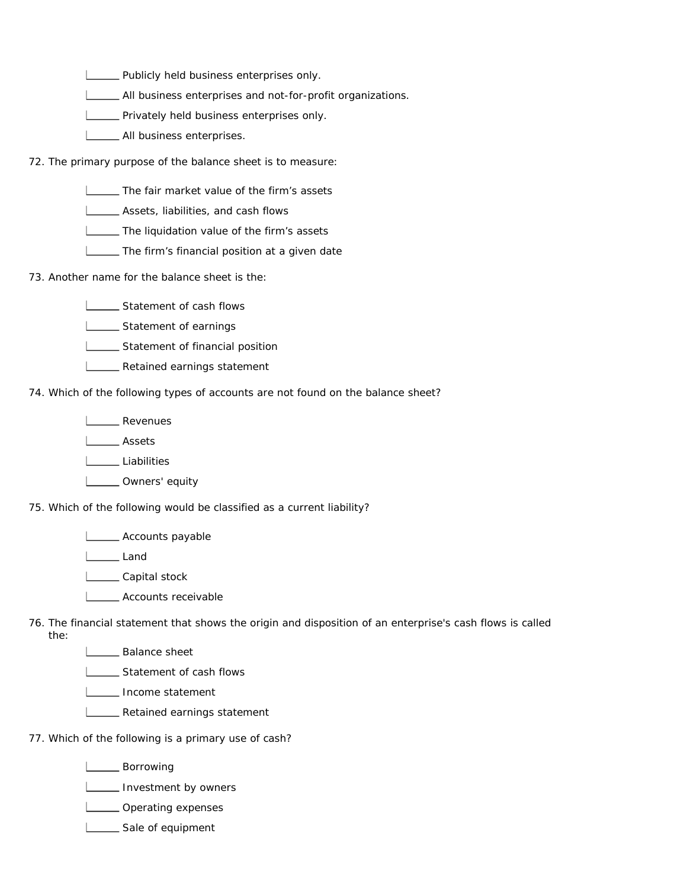- ______ Publicly held business enterprises only.
- ______ All business enterprises and not-for-profit organizations.
- ______ Privately held business enterprises only.
- ______ All business enterprises.

72. The primary purpose of the balance sheet is to measure:

- ______ The fair market value of the firm's assets
- ______ Assets, liabilities, and cash flows
- ______ The liquidation value of the firm's assets
- ______ The firm's financial position at a given date

73. Another name for the balance sheet is the:

- ______ Statement of cash flows
- ______ Statement of earnings
- ______ Statement of financial position
- ______ Retained earnings statement

74. Which of the following types of accounts are not found on the balance sheet?

- ______ Revenues
- ______ Assets
- ______ Liabilities
- ______ Owners' equity

75. Which of the following would be classified as a current liability?

- ______ Accounts payable
- ______ Land
- ______ Capital stock
- ______ Accounts receivable

76. The financial statement that shows the origin and disposition of an enterprise's cash flows is called the:

- ______ Balance sheet
- ______ Statement of cash flows
- ______ Income statement
- ______ Retained earnings statement

77. Which of the following is a primary use of cash?

- ______ Borrowing
- ______ Investment by owners
- ______ Operating expenses
- ______ Sale of equipment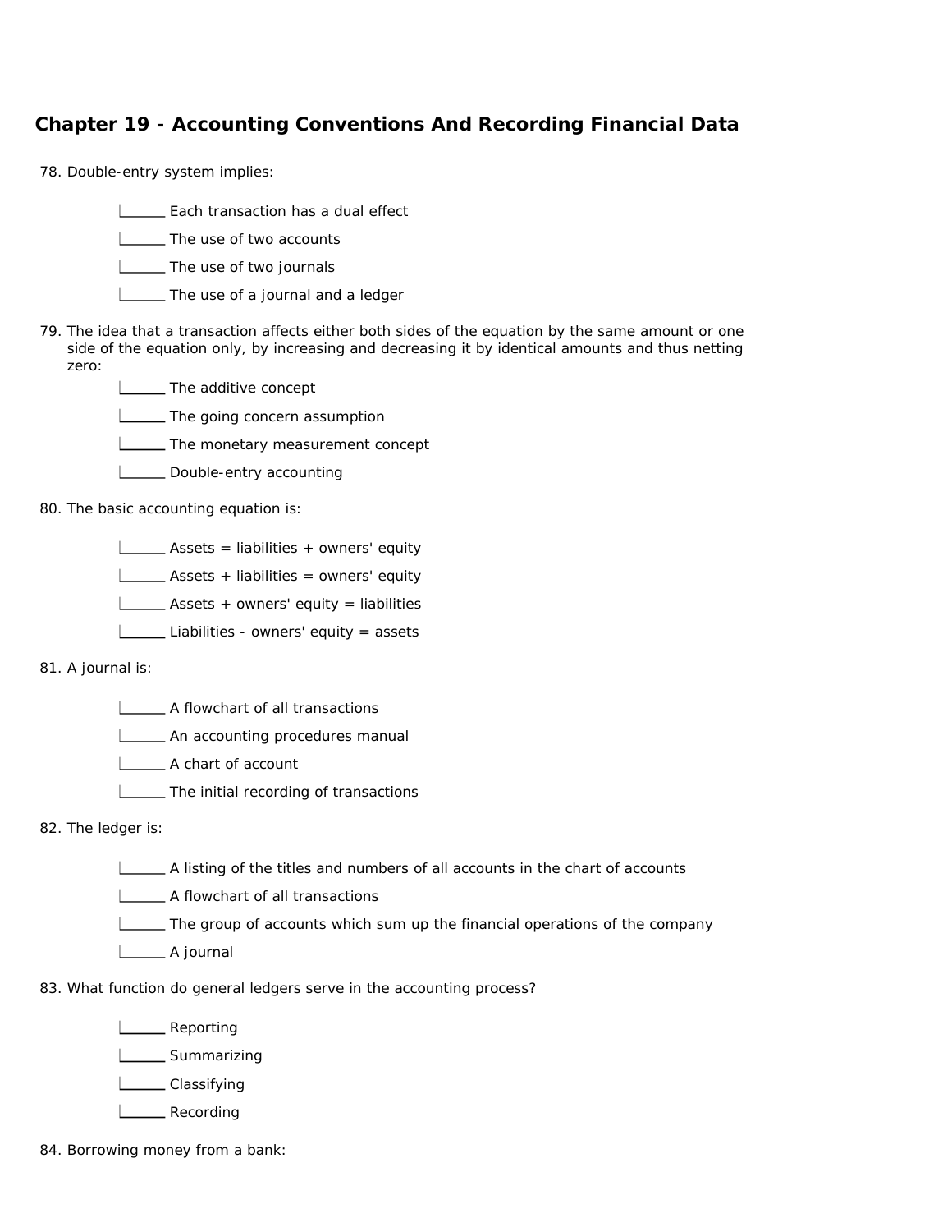## Chapter 19 - Accounting Conventions And Recording Financial Data

78. Double-entry system implies:

   ______ Each transaction has a dual effect

   ______ The use of two accounts

   ______ The use of two journals

   ______ The use of a journal and a ledger

79. The idea that a transaction affects either both sides of the equation by the same amount or one side of the equation only, by increasing and decreasing it by identical amounts and thus netting zero:

   ______ The additive concept

   ______ The going concern assumption

   ______ The monetary measurement concept

   ______ Double-entry accounting

80. The basic accounting equation is:

   ______ Assets = liabilities + owners' equity

   ______ Assets + liabilities = owners' equity

   ______ Assets + owners' equity = liabilities

   ______ Liabilities - owners' equity = assets

81. A journal is:

   ______ A flowchart of all transactions

   ______ An accounting procedures manual

   ______ A chart of account

   ______ The initial recording of transactions

82. The ledger is:

   ______ A listing of the titles and numbers of all accounts in the chart of accounts

   ______ A flowchart of all transactions

   ______ The group of accounts which sum up the financial operations of the company

   ______ A journal

83. What function do general ledgers serve in the accounting process?

   ______ Reporting

   ______ Summarizing

   ______ Classifying

   ______ Recording

84. Borrowing money from a bank: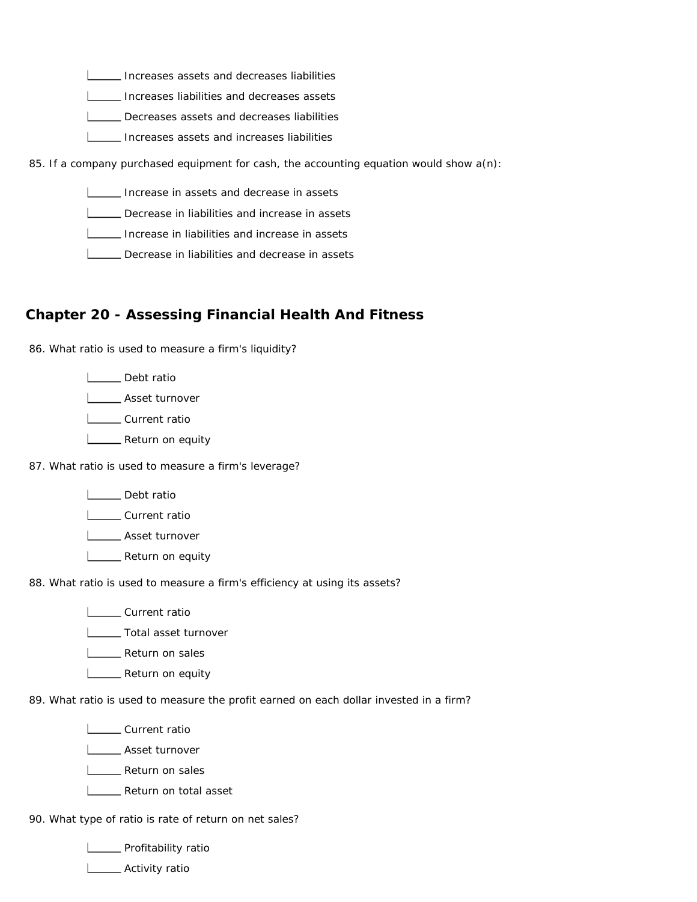______ Increases assets and decreases liabilities

______ Increases liabilities and decreases assets

______ Decreases assets and decreases liabilities

______ Increases assets and increases liabilities

85. If a company purchased equipment for cash, the accounting equation would show a(n):

______ Increase in assets and decrease in assets

______ Decrease in liabilities and increase in assets

______ Increase in liabilities and increase in assets

______ Decrease in liabilities and decrease in assets

## Chapter 20 - Assessing Financial Health And Fitness

86. What ratio is used to measure a firm's liquidity?

______ Debt ratio

______ Asset turnover

______ Current ratio

______ Return on equity

87. What ratio is used to measure a firm's leverage?

______ Debt ratio

______ Current ratio

______ Asset turnover

______ Return on equity

88. What ratio is used to measure a firm's efficiency at using its assets?

______ Current ratio

______ Total asset turnover

______ Return on sales

______ Return on equity

89. What ratio is used to measure the profit earned on each dollar invested in a firm?

______ Current ratio

______ Asset turnover

______ Return on sales

______ Return on total asset

90. What type of ratio is rate of return on net sales?

______ Profitability ratio

______ Activity ratio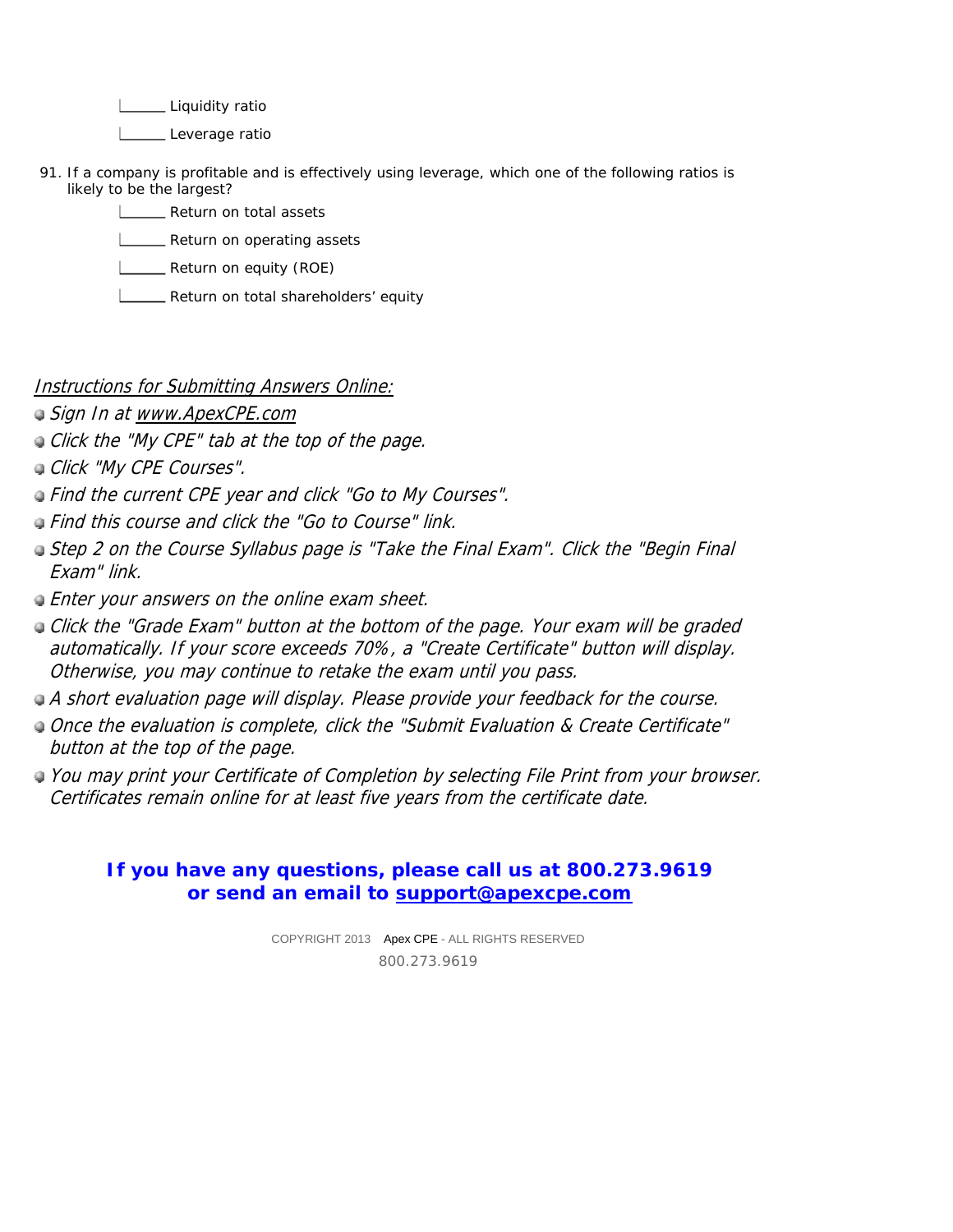- ______ Liquidity ratio
- ______ Leverage ratio

91. If a company is profitable and is effectively using leverage, which one of the following ratios is likely to be the largest?
    - ______ Return on total assets
    - ______ Return on operating assets
    - ______ Return on equity (ROE)
    - ______ Return on total shareholders' equity

*Instructions for Submitting Answers Online:*

- *Sign In at www.ApexCPE.com*
- *Click the "My CPE" tab at the top of the page.*
- *Click "My CPE Courses".*
- *Find the current CPE year and click "Go to My Courses".*
- *Find this course and click the "Go to Course" link.*
- *Step 2 on the Course Syllabus page is "Take the Final Exam". Click the "Begin Final Exam" link.*
- *Enter your answers on the online exam sheet.*
- *Click the "Grade Exam" button at the bottom of the page. Your exam will be graded automatically. If your score exceeds 70%, a "Create Certificate" button will display. Otherwise, you may continue to retake the exam until you pass.*
- *A short evaluation page will display. Please provide your feedback for the course.*
- *Once the evaluation is complete, click the "Submit Evaluation & Create Certificate" button at the top of the page.*
- *You may print your Certificate of Completion by selecting File Print from your browser. Certificates remain online for at least five years from the certificate date.*

**If you have any questions, please call us at 800.273.9619 or send an email to support@apexcpe.com**

COPYRIGHT 2013 Apex CPE - ALL RIGHTS RESERVED
800.273.9619